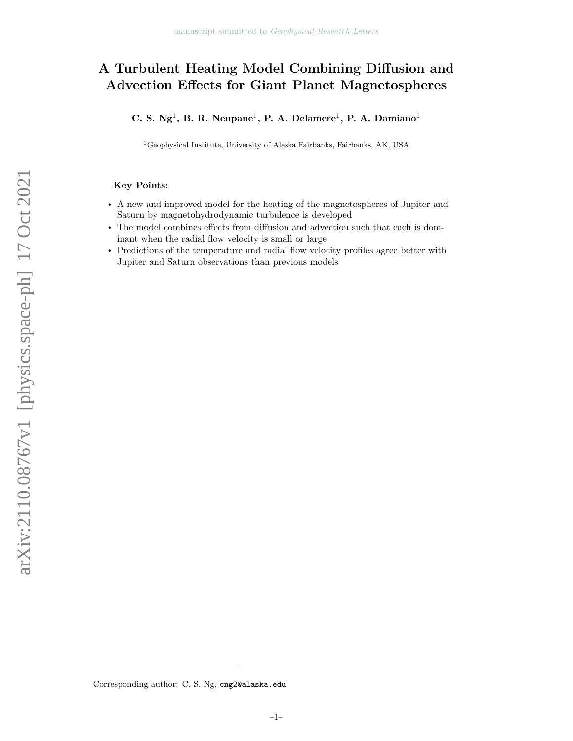# A Turbulent Heating Model Combining Diffusion and Advection Effects for Giant Planet Magnetospheres

**C. S. Ng[1], B. R. Neupane[1], P. A. Delamere[1], P. A. Damiano[1]**

[1]Geophysical Institute, University of Alaska Fairbanks, Fairbanks, AK, USA

### Key Points:

- A new and improved model for the heating of the magnetospheres of Jupiter and Saturn by magnetohydrodynamic turbulence is developed
- The model combines effects from diffusion and advection such that each is dominant when the radial flow velocity is small or large
- Predictions of the temperature and radial flow velocity profiles agree better with Jupiter and Saturn observations than previous models

---

Corresponding author: C. S. Ng, cng2@alaska.edu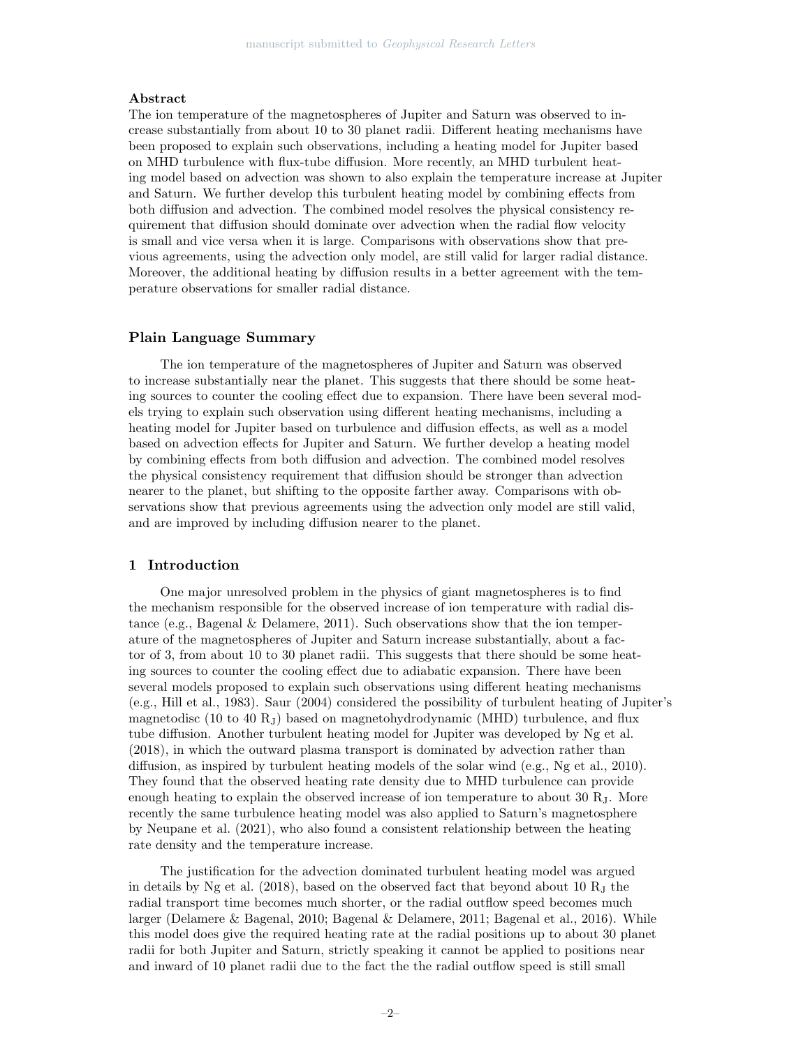**Abstract**

The ion temperature of the magnetospheres of Jupiter and Saturn was observed to increase substantially from about 10 to 30 planet radii. Different heating mechanisms have been proposed to explain such observations, including a heating model for Jupiter based on MHD turbulence with flux-tube diffusion. More recently, an MHD turbulent heating model based on advection was shown to also explain the temperature increase at Jupiter and Saturn. We further develop this turbulent heating model by combining effects from both diffusion and advection. The combined model resolves the physical consistency requirement that diffusion should dominate over advection when the radial flow velocity is small and vice versa when it is large. Comparisons with observations show that previous agreements, using the advection only model, are still valid for larger radial distance. Moreover, the additional heating by diffusion results in a better agreement with the temperature observations for smaller radial distance.

## Plain Language Summary

The ion temperature of the magnetospheres of Jupiter and Saturn was observed to increase substantially near the planet. This suggests that there should be some heating sources to counter the cooling effect due to expansion. There have been several models trying to explain such observation using different heating mechanisms, including a heating model for Jupiter based on turbulence and diffusion effects, as well as a model based on advection effects for Jupiter and Saturn. We further develop a heating model by combining effects from both diffusion and advection. The combined model resolves the physical consistency requirement that diffusion should be stronger than advection nearer to the planet, but shifting to the opposite farther away. Comparisons with observations show that previous agreements using the advection only model are still valid, and are improved by including diffusion nearer to the planet.

## 1 Introduction

One major unresolved problem in the physics of giant magnetospheres is to find the mechanism responsible for the observed increase of ion temperature with radial distance (e.g., Bagenal & Delamere, 2011). Such observations show that the ion temperature of the magnetospheres of Jupiter and Saturn increase substantially, about a factor of 3, from about 10 to 30 planet radii. This suggests that there should be some heating sources to counter the cooling effect due to adiabatic expansion. There have been several models proposed to explain such observations using different heating mechanisms (e.g., Hill et al., 1983). Saur (2004) considered the possibility of turbulent heating of Jupiter's magnetodisc (10 to 40 $R_J$) based on magnetohydrodynamic (MHD) turbulence, and flux tube diffusion. Another turbulent heating model for Jupiter was developed by Ng et al. (2018), in which the outward plasma transport is dominated by advection rather than diffusion, as inspired by turbulent heating models of the solar wind (e.g., Ng et al., 2010). They found that the observed heating rate density due to MHD turbulence can provide enough heating to explain the observed increase of ion temperature to about 30 $R_J$. More recently the same turbulence heating model was also applied to Saturn's magnetosphere by Neupane et al. (2021), who also found a consistent relationship between the heating rate density and the temperature increase.

The justification for the advection dominated turbulent heating model was argued in details by Ng et al. (2018), based on the observed fact that beyond about 10 $R_J$ the radial transport time becomes much shorter, or the radial outflow speed becomes much larger (Delamere & Bagenal, 2010; Bagenal & Delamere, 2011; Bagenal et al., 2016). While this model does give the required heating rate at the radial positions up to about 30 planet radii for both Jupiter and Saturn, strictly speaking it cannot be applied to positions near and inward of 10 planet radii due to the fact the the radial outflow speed is still small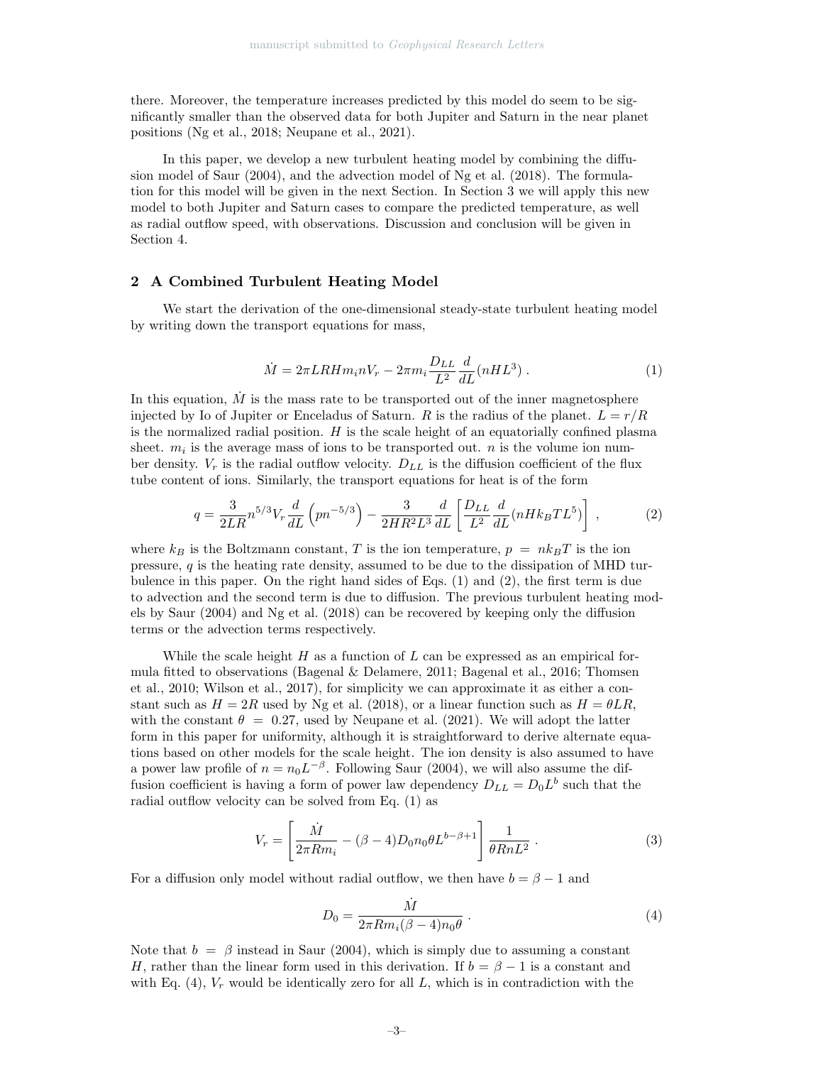there. Moreover, the temperature increases predicted by this model do seem to be significantly smaller than the observed data for both Jupiter and Saturn in the near planet positions (Ng et al., 2018; Neupane et al., 2021).

In this paper, we develop a new turbulent heating model by combining the diffusion model of Saur (2004), and the advection model of Ng et al. (2018). The formulation for this model will be given in the next Section. In Section 3 we will apply this new model to both Jupiter and Saturn cases to compare the predicted temperature, as well as radial outflow speed, with observations. Discussion and conclusion will be given in Section 4.

## 2 A Combined Turbulent Heating Model

We start the derivation of the one-dimensional steady-state turbulent heating model by writing down the transport equations for mass,

$$\dot{M} = 2\pi LRHm_i nV_r - 2\pi m_i \frac{D_{LL}}{L^2}\frac{d}{dL}(nHL^3) \, . \tag{1}$$

In this equation, $\dot{M}$ is the mass rate to be transported out of the inner magnetosphere injected by Io of Jupiter or Enceladus of Saturn. $R$ is the radius of the planet. $L = r/R$ is the normalized radial position. $H$ is the scale height of an equatorially confined plasma sheet. $m_i$ is the average mass of ions to be transported out. $n$ is the volume ion number density. $V_r$ is the radial outflow velocity. $D_{LL}$ is the diffusion coefficient of the flux tube content of ions. Similarly, the transport equations for heat is of the form

$$q = \frac{3}{2LR}n^{5/3}V_r\frac{d}{dL}\left(pn^{-5/3}\right) - \frac{3}{2HR^2L^3}\frac{d}{dL}\left[\frac{D_{LL}}{L^2}\frac{d}{dL}(nHk_BTL^5)\right] \, , \tag{2}$$

where $k_B$ is the Boltzmann constant, $T$ is the ion temperature, $p = nk_BT$ is the ion pressure, $q$ is the heating rate density, assumed to be due to the dissipation of MHD turbulence in this paper. On the right hand sides of Eqs. (1) and (2), the first term is due to advection and the second term is due to diffusion. The previous turbulent heating models by Saur (2004) and Ng et al. (2018) can be recovered by keeping only the diffusion terms or the advection terms respectively.

While the scale height $H$ as a function of $L$ can be expressed as an empirical formula fitted to observations (Bagenal & Delamere, 2011; Bagenal et al., 2016; Thomsen et al., 2010; Wilson et al., 2017), for simplicity we can approximate it as either a constant such as $H = 2R$ used by Ng et al. (2018), or a linear function such as $H = \theta LR$, with the constant $\theta = 0.27$, used by Neupane et al. (2021). We will adopt the latter form in this paper for uniformity, although it is straightforward to derive alternate equations based on other models for the scale height. The ion density is also assumed to have a power law profile of $n = n_0L^{-\beta}$. Following Saur (2004), we will also assume the diffusion coefficient is having a form of power law dependency $D_{LL} = D_0L^b$ such that the radial outflow velocity can be solved from Eq. (1) as

$$V_r = \left[\frac{\dot{M}}{2\pi Rm_i} - (\beta - 4)D_0n_0\theta L^{b-\beta+1}\right]\frac{1}{\theta RnL^2} \, . \tag{3}$$

For a diffusion only model without radial outflow, we then have $b = \beta - 1$ and

$$D_0 = \frac{\dot{M}}{2\pi Rm_i(\beta - 4)n_0\theta} \, . \tag{4}$$

Note that $b = \beta$ instead in Saur (2004), which is simply due to assuming a constant $H$, rather than the linear form used in this derivation. If $b = \beta - 1$ is a constant and with Eq. (4), $V_r$ would be identically zero for all $L$, which is in contradiction with the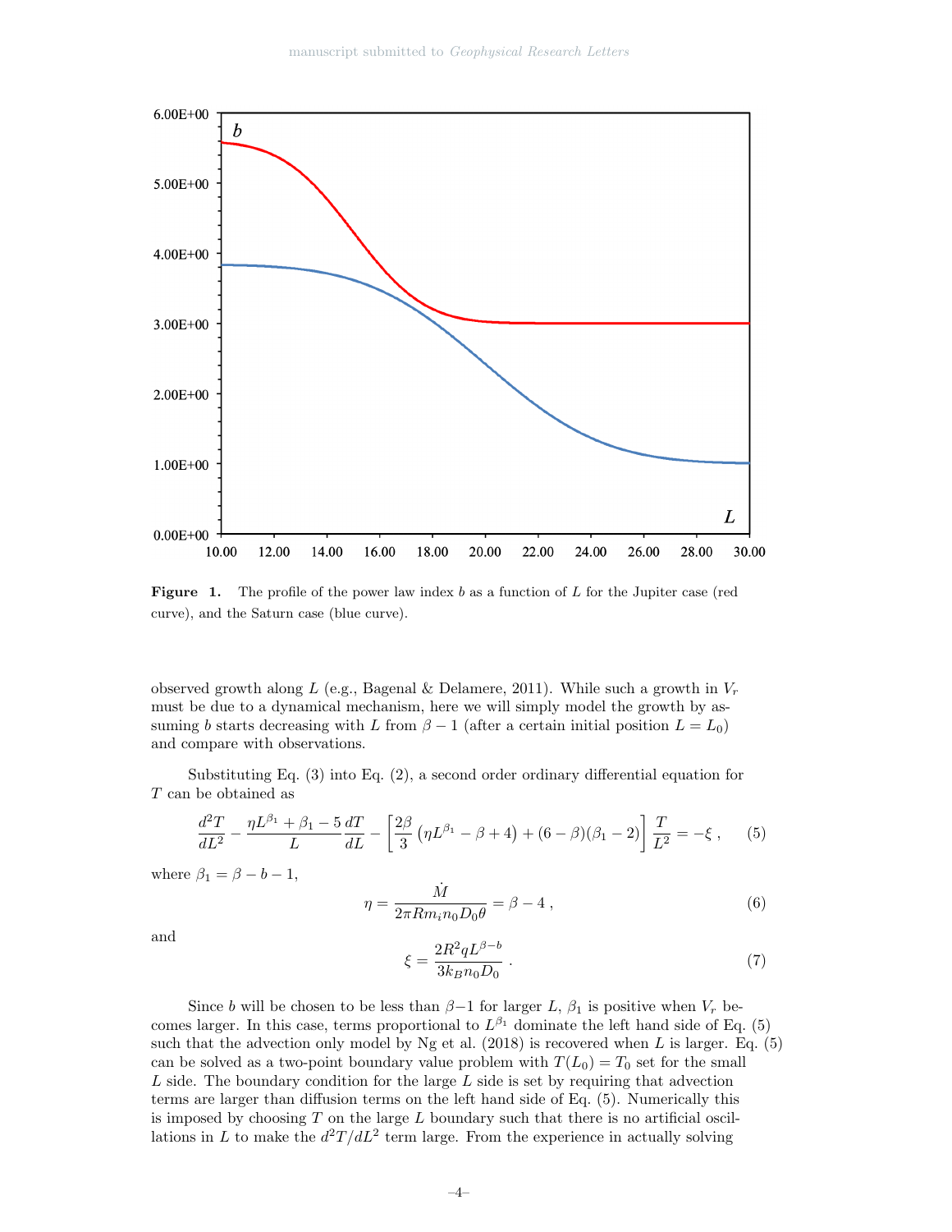**Figure 1.** The profile of the power law index $b$ as a function of $L$ for the Jupiter case (red curve), and the Saturn case (blue curve).

observed growth along $L$ (e.g., Bagenal & Delamere, 2011). While such a growth in $V_r$ must be due to a dynamical mechanism, here we will simply model the growth by assuming $b$ starts decreasing with $L$ from $\beta - 1$ (after a certain initial position $L = L_0$) and compare with observations.

Substituting Eq. (3) into Eq. (2), a second order ordinary differential equation for $T$ can be obtained as

$$\frac{d^2T}{dL^2} - \frac{\eta L^{\beta_1} + \beta_1 - 5}{L}\frac{dT}{dL} - \left[\frac{2\beta}{3}\left(\eta L^{\beta_1} - \beta + 4\right) + (6-\beta)(\beta_1 - 2)\right]\frac{T}{L^2} = -\xi \; , \tag{5}$$

where $\beta_1 = \beta - b - 1$,

$$\eta = \frac{\dot{M}}{2\pi R m_i n_0 D_0 \theta} = \beta - 4 \; , \tag{6}$$

and

$$\xi = \frac{2R^2 q L^{\beta - b}}{3k_B n_0 D_0} \; . \tag{7}$$

Since $b$ will be chosen to be less than $\beta - 1$ for larger $L$, $\beta_1$ is positive when $V_r$ becomes larger. In this case, terms proportional to $L^{\beta_1}$ dominate the left hand side of Eq. (5) such that the advection only model by Ng et al. (2018) is recovered when $L$ is larger. Eq. (5) can be solved as a two-point boundary value problem with $T(L_0) = T_0$ set for the small $L$ side. The boundary condition for the large $L$ side is set by requiring that advection terms are larger than diffusion terms on the left hand side of Eq. (5). Numerically this is imposed by choosing $T$ on the large $L$ boundary such that there is no artificial oscillations in $L$ to make the $d^2T/dL^2$ term large. From the experience in actually solving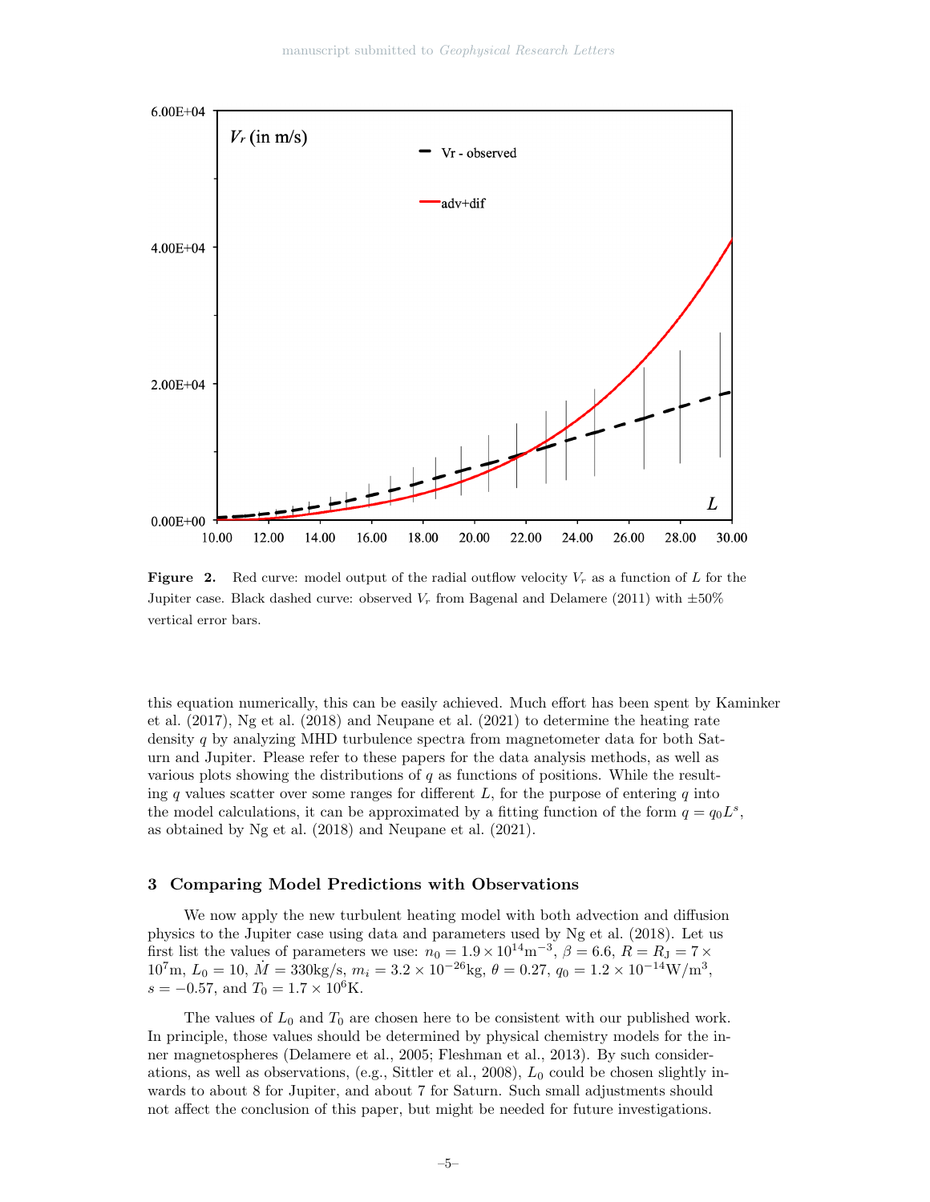Figure 2. Red curve: model output of the radial outflow velocity $V_r$ as a function of $L$ for the Jupiter case. Black dashed curve: observed $V_r$ from Bagenal and Delamere (2011) with $\pm 50\%$ vertical error bars.

this equation numerically, this can be easily achieved. Much effort has been spent by Kaminker et al. (2017), Ng et al. (2018) and Neupane et al. (2021) to determine the heating rate density $q$ by analyzing MHD turbulence spectra from magnetometer data for both Saturn and Jupiter. Please refer to these papers for the data analysis methods, as well as various plots showing the distributions of $q$ as functions of positions. While the resulting $q$ values scatter over some ranges for different $L$, for the purpose of entering $q$ into the model calculations, it can be approximated by a fitting function of the form $q = q_0 L^s$, as obtained by Ng et al. (2018) and Neupane et al. (2021).

## 3 Comparing Model Predictions with Observations

We now apply the new turbulent heating model with both advection and diffusion physics to the Jupiter case using data and parameters used by Ng et al. (2018). Let us first list the values of parameters we use: $n_0 = 1.9 \times 10^{14}\mathrm{m}^{-3}$, $\beta = 6.6$, $R = R_\mathrm{J} = 7 \times 10^7\mathrm{m}$, $L_0 = 10$, $\dot{M} = 330\mathrm{kg/s}$, $m_i = 3.2 \times 10^{-26}\mathrm{kg}$, $\theta = 0.27$, $q_0 = 1.2 \times 10^{-14}\mathrm{W/m}^3$, $s = -0.57$, and $T_0 = 1.7 \times 10^6\mathrm{K}$.

The values of $L_0$ and $T_0$ are chosen here to be consistent with our published work. In principle, those values should be determined by physical chemistry models for the inner magnetospheres (Delamere et al., 2005; Fleshman et al., 2013). By such considerations, as well as observations, (e.g., Sittler et al., 2008), $L_0$ could be chosen slightly inwards to about 8 for Jupiter, and about 7 for Saturn. Such small adjustments should not affect the conclusion of this paper, but might be needed for future investigations.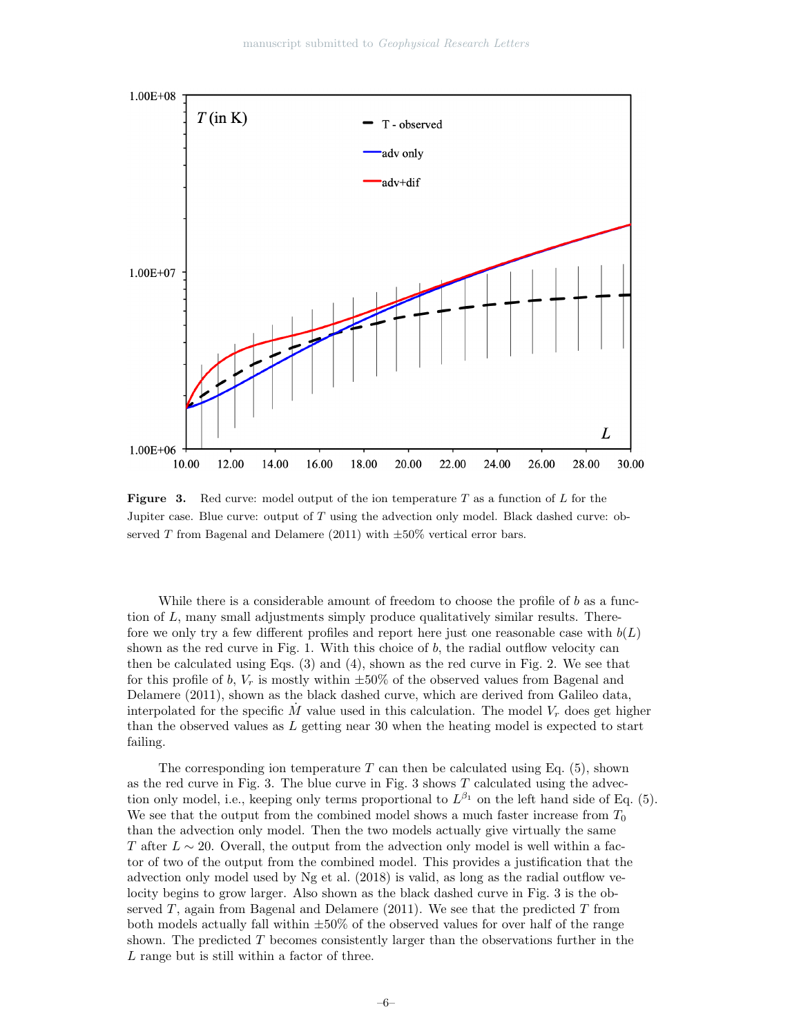**Figure 3.** Red curve: model output of the ion temperature $T$ as a function of $L$ for the Jupiter case. Blue curve: output of $T$ using the advection only model. Black dashed curve: observed $T$ from Bagenal and Delamere (2011) with $\pm 50\%$ vertical error bars.

While there is a considerable amount of freedom to choose the profile of $b$ as a function of $L$, many small adjustments simply produce qualitatively similar results. Therefore we only try a few different profiles and report here just one reasonable case with $b(L)$ shown as the red curve in Fig. 1. With this choice of $b$, the radial outflow velocity can then be calculated using Eqs. (3) and (4), shown as the red curve in Fig. 2. We see that for this profile of $b$, $V_r$ is mostly within $\pm 50\%$ of the observed values from Bagenal and Delamere (2011), shown as the black dashed curve, which are derived from Galileo data, interpolated for the specific $\dot{M}$ value used in this calculation. The model $V_r$ does get higher than the observed values as $L$ getting near 30 when the heating model is expected to start failing.

The corresponding ion temperature $T$ can then be calculated using Eq. (5), shown as the red curve in Fig. 3. The blue curve in Fig. 3 shows $T$ calculated using the advection only model, i.e., keeping only terms proportional to $L^{\beta_1}$ on the left hand side of Eq. (5). We see that the output from the combined model shows a much faster increase from $T_0$ than the advection only model. Then the two models actually give virtually the same $T$ after $L \sim 20$. Overall, the output from the advection only model is well within a factor of two of the output from the combined model. This provides a justification that the advection only model used by Ng et al. (2018) is valid, as long as the radial outflow velocity begins to grow larger. Also shown as the black dashed curve in Fig. 3 is the observed $T$, again from Bagenal and Delamere (2011). We see that the predicted $T$ from both models actually fall within $\pm 50\%$ of the observed values for over half of the range shown. The predicted $T$ becomes consistently larger than the observations further in the $L$ range but is still within a factor of three.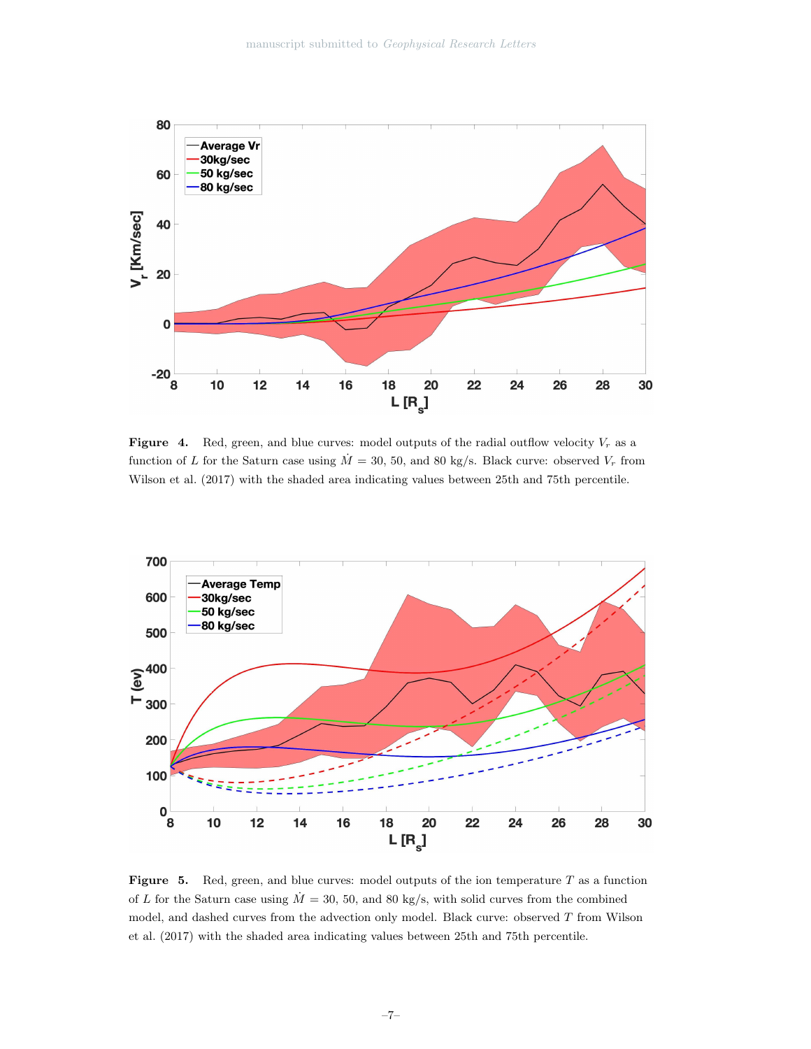**Figure 4.** Red, green, and blue curves: model outputs of the radial outflow velocity $V_r$ as a function of $L$ for the Saturn case using $\dot{M}$ = 30, 50, and 80 kg/s. Black curve: observed $V_r$ from Wilson et al. (2017) with the shaded area indicating values between 25th and 75th percentile.

**Figure 5.** Red, green, and blue curves: model outputs of the ion temperature $T$ as a function of $L$ for the Saturn case using $\dot{M}$ = 30, 50, and 80 kg/s, with solid curves from the combined model, and dashed curves from the advection only model. Black curve: observed $T$ from Wilson et al. (2017) with the shaded area indicating values between 25th and 75th percentile.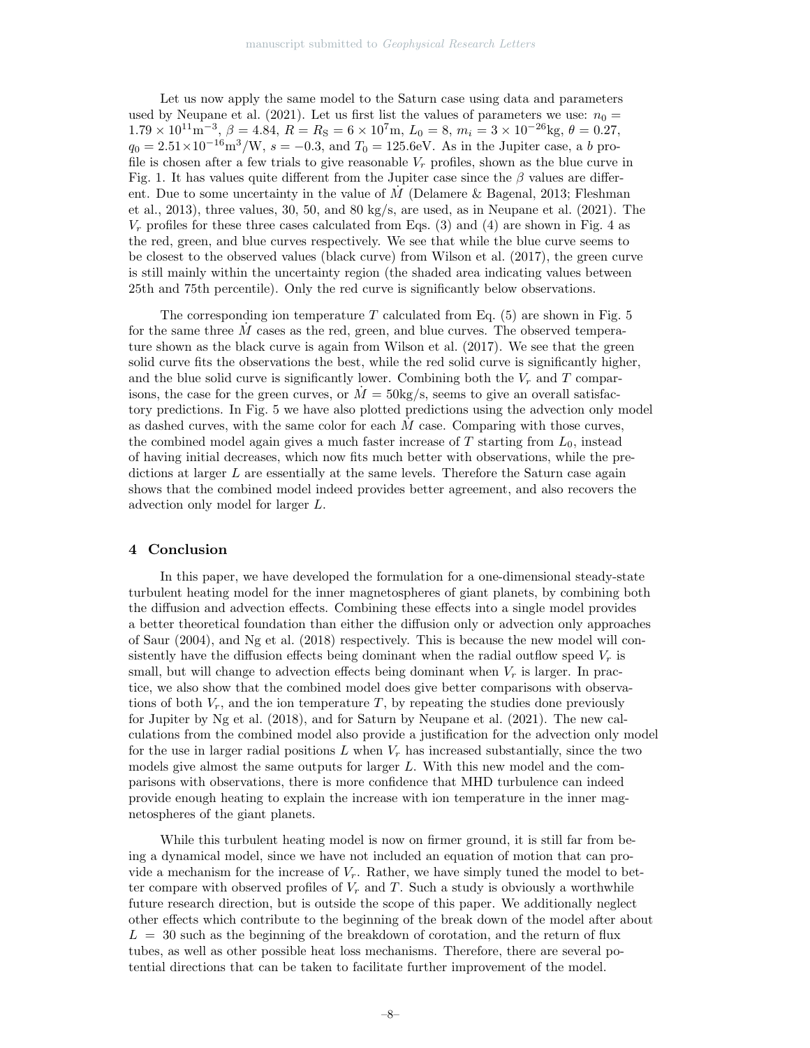Let us now apply the same model to the Saturn case using data and parameters used by Neupane et al. (2021). Let us first list the values of parameters we use: $n_0 = 1.79 \times 10^{11}\text{m}^{-3}$, $\beta = 4.84$, $R = R_\text{S} = 6 \times 10^7\text{m}$, $L_0 = 8$, $m_i = 3 \times 10^{-26}\text{kg}$, $\theta = 0.27$, $q_0 = 2.51 \times 10^{-16}\text{m}^3/\text{W}$, $s = -0.3$, and $T_0 = 125.6\text{eV}$. As in the Jupiter case, a $b$ profile is chosen after a few trials to give reasonable $V_r$ profiles, shown as the blue curve in Fig. 1. It has values quite different from the Jupiter case since the $\beta$ values are different. Due to some uncertainty in the value of $\dot{M}$ (Delamere & Bagenal, 2013; Fleshman et al., 2013), three values, 30, 50, and 80 kg/s, are used, as in Neupane et al. (2021). The $V_r$ profiles for these three cases calculated from Eqs. (3) and (4) are shown in Fig. 4 as the red, green, and blue curves respectively. We see that while the blue curve seems to be closest to the observed values (black curve) from Wilson et al. (2017), the green curve is still mainly within the uncertainty region (the shaded area indicating values between 25th and 75th percentile). Only the red curve is significantly below observations.

The corresponding ion temperature $T$ calculated from Eq. (5) are shown in Fig. 5 for the same three $\dot{M}$ cases as the red, green, and blue curves. The observed temperature shown as the black curve is again from Wilson et al. (2017). We see that the green solid curve fits the observations the best, while the red solid curve is significantly higher, and the blue solid curve is significantly lower. Combining both the $V_r$ and $T$ comparisons, the case for the green curves, or $\dot{M} = 50\text{kg/s}$, seems to give an overall satisfactory predictions. In Fig. 5 we have also plotted predictions using the advection only model as dashed curves, with the same color for each $\dot{M}$ case. Comparing with those curves, the combined model again gives a much faster increase of $T$ starting from $L_0$, instead of having initial decreases, which now fits much better with observations, while the predictions at larger $L$ are essentially at the same levels. Therefore the Saturn case again shows that the combined model indeed provides better agreement, and also recovers the advection only model for larger $L$.

## 4 Conclusion

In this paper, we have developed the formulation for a one-dimensional steady-state turbulent heating model for the inner magnetospheres of giant planets, by combining both the diffusion and advection effects. Combining these effects into a single model provides a better theoretical foundation than either the diffusion only or advection only approaches of Saur (2004), and Ng et al. (2018) respectively. This is because the new model will consistently have the diffusion effects being dominant when the radial outflow speed $V_r$ is small, but will change to advection effects being dominant when $V_r$ is larger. In practice, we also show that the combined model does give better comparisons with observations of both $V_r$, and the ion temperature $T$, by repeating the studies done previously for Jupiter by Ng et al. (2018), and for Saturn by Neupane et al. (2021). The new calculations from the combined model also provide a justification for the advection only model for the use in larger radial positions $L$ when $V_r$ has increased substantially, since the two models give almost the same outputs for larger $L$. With this new model and the comparisons with observations, there is more confidence that MHD turbulence can indeed provide enough heating to explain the increase with ion temperature in the inner magnetospheres of the giant planets.

While this turbulent heating model is now on firmer ground, it is still far from being a dynamical model, since we have not included an equation of motion that can provide a mechanism for the increase of $V_r$. Rather, we have simply tuned the model to better compare with observed profiles of $V_r$ and $T$. Such a study is obviously a worthwhile future research direction, but is outside the scope of this paper. We additionally neglect other effects which contribute to the beginning of the break down of the model after about $L = 30$ such as the beginning of the breakdown of corotation, and the return of flux tubes, as well as other possible heat loss mechanisms. Therefore, there are several potential directions that can be taken to facilitate further improvement of the model.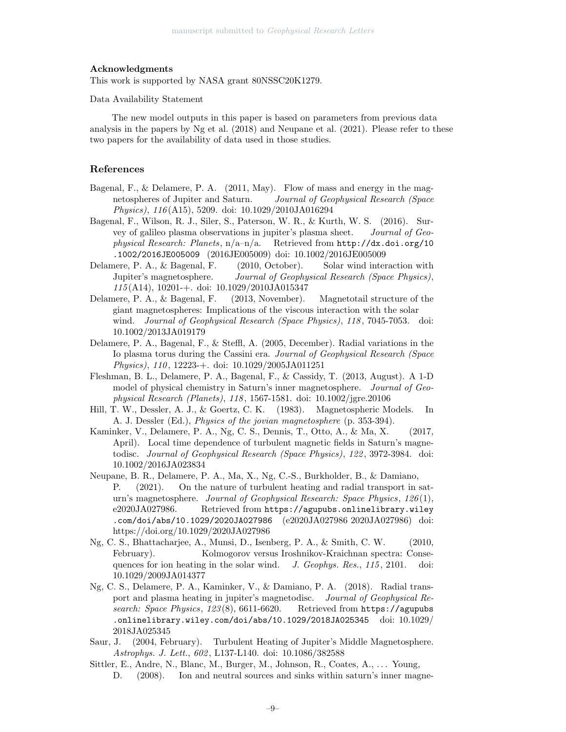## Acknowledgments

This work is supported by NASA grant 80NSSC20K1279.

Data Availability Statement

The new model outputs in this paper is based on parameters from previous data analysis in the papers by Ng et al. (2018) and Neupane et al. (2021). Please refer to these two papers for the availability of data used in those studies.

## References

Bagenal, F., & Delamere, P. A. (2011, May). Flow of mass and energy in the magnetospheres of Jupiter and Saturn. *Journal of Geophysical Research (Space Physics)*, *116*(A15), 5209. doi: 10.1029/2010JA016294

Bagenal, F., Wilson, R. J., Siler, S., Paterson, W. R., & Kurth, W. S. (2016). Survey of galileo plasma observations in jupiter's plasma sheet. *Journal of Geophysical Research: Planets*, n/a–n/a. Retrieved from http://dx.doi.org/10.1002/2016JE005009 (2016JE005009) doi: 10.1002/2016JE005009

Delamere, P. A., & Bagenal, F. (2010, October). Solar wind interaction with Jupiter's magnetosphere. *Journal of Geophysical Research (Space Physics)*, *115*(A14), 10201-+. doi: 10.1029/2010JA015347

Delamere, P. A., & Bagenal, F. (2013, November). Magnetotail structure of the giant magnetospheres: Implications of the viscous interaction with the solar wind. *Journal of Geophysical Research (Space Physics)*, *118*, 7045-7053. doi: 10.1002/2013JA019179

Delamere, P. A., Bagenal, F., & Steffl, A. (2005, December). Radial variations in the Io plasma torus during the Cassini era. *Journal of Geophysical Research (Space Physics)*, *110*, 12223-+. doi: 10.1029/2005JA011251

Fleshman, B. L., Delamere, P. A., Bagenal, F., & Cassidy, T. (2013, August). A 1-D model of physical chemistry in Saturn's inner magnetosphere. *Journal of Geophysical Research (Planets)*, *118*, 1567-1581. doi: 10.1002/jgre.20106

Hill, T. W., Dessler, A. J., & Goertz, C. K. (1983). Magnetospheric Models. In A. J. Dessler (Ed.), *Physics of the jovian magnetosphere* (p. 353-394).

Kaminker, V., Delamere, P. A., Ng, C. S., Dennis, T., Otto, A., & Ma, X. (2017, April). Local time dependence of turbulent magnetic fields in Saturn's magnetodisc. *Journal of Geophysical Research (Space Physics)*, *122*, 3972-3984. doi: 10.1002/2016JA023834

Neupane, B. R., Delamere, P. A., Ma, X., Ng, C.-S., Burkholder, B., & Damiano, P. (2021). On the nature of turbulent heating and radial transport in saturn's magnetosphere. *Journal of Geophysical Research: Space Physics*, *126*(1), e2020JA027986. Retrieved from https://agupubs.onlinelibrary.wiley.com/doi/abs/10.1029/2020JA027986 (e2020JA027986 2020JA027986) doi: https://doi.org/10.1029/2020JA027986

Ng, C. S., Bhattacharjee, A., Munsi, D., Isenberg, P. A., & Smith, C. W. (2010, February). Kolmogorov versus Iroshnikov-Kraichnan spectra: Consequences for ion heating in the solar wind. *J. Geophys. Res.*, *115*, 2101. doi: 10.1029/2009JA014377

Ng, C. S., Delamere, P. A., Kaminker, V., & Damiano, P. A. (2018). Radial transport and plasma heating in jupiter's magnetodisc. *Journal of Geophysical Research: Space Physics*, *123*(8), 6611-6620. Retrieved from https://agupubs.onlinelibrary.wiley.com/doi/abs/10.1029/2018JA025345 doi: 10.1029/2018JA025345

Saur, J. (2004, February). Turbulent Heating of Jupiter's Middle Magnetosphere. *Astrophys. J. Lett.*, *602*, L137-L140. doi: 10.1086/382588

Sittler, E., Andre, N., Blanc, M., Burger, M., Johnson, R., Coates, A., ... Young, D. (2008). Ion and neutral sources and sinks within saturn's inner magne-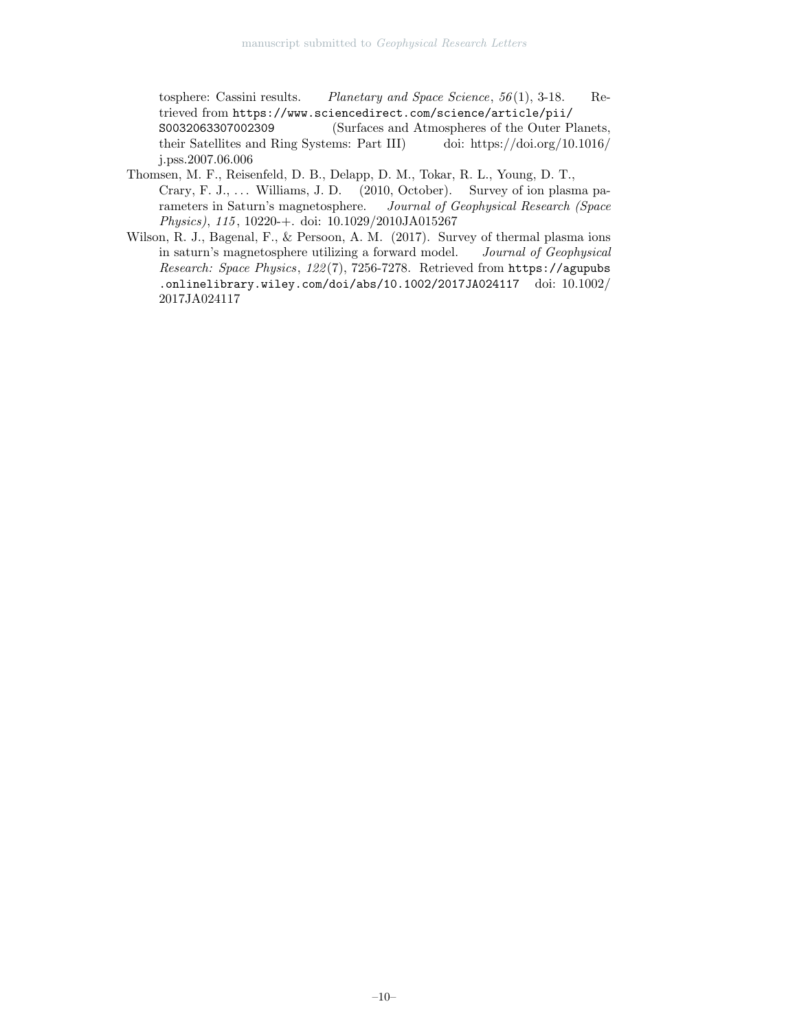tosphere: Cassini results. *Planetary and Space Science*, *56*(1), 3-18. Retrieved from https://www.sciencedirect.com/science/article/pii/S0032063307002309 (Surfaces and Atmospheres of the Outer Planets, their Satellites and Ring Systems: Part III) doi: https://doi.org/10.1016/j.pss.2007.06.006

Thomsen, M. F., Reisenfeld, D. B., Delapp, D. M., Tokar, R. L., Young, D. T., Crary, F. J., … Williams, J. D. (2010, October). Survey of ion plasma parameters in Saturn's magnetosphere. *Journal of Geophysical Research (Space Physics)*, *115*, 10220-+. doi: 10.1029/2010JA015267

Wilson, R. J., Bagenal, F., & Persoon, A. M. (2017). Survey of thermal plasma ions in saturn's magnetosphere utilizing a forward model. *Journal of Geophysical Research: Space Physics*, *122*(7), 7256-7278. Retrieved from https://agupubs.onlinelibrary.wiley.com/doi/abs/10.1002/2017JA024117 doi: 10.1002/2017JA024117